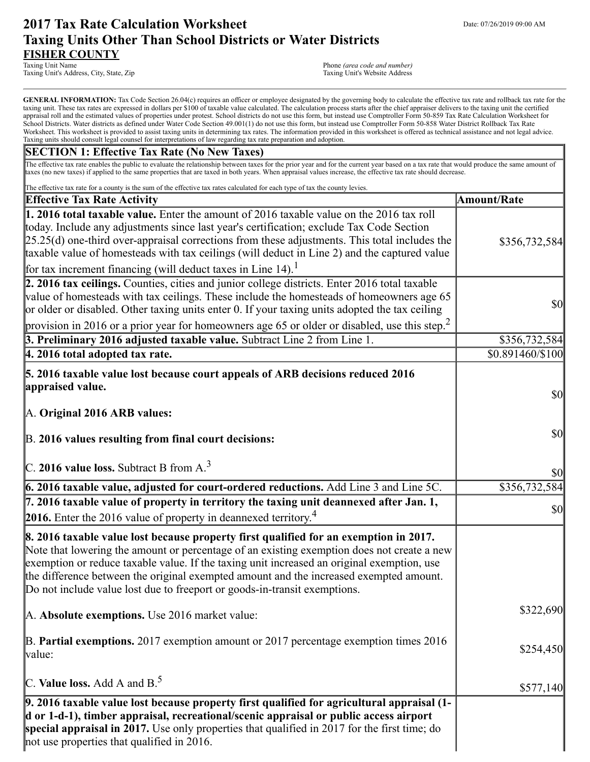# 2017 Tax Rate Calculation Worksheet

Date: 07/26/2019 09:00 AM

## Taxing Units Other Than School Districts or Water Districts

**FISHER COUNTY**

Taxing Unit Name
Taxing Unit's Address, City, State, Zip

Phone *(area code and number)*
Taxing Unit's Website Address

**GENERAL INFORMATION:** Tax Code Section 26.04(c) requires an officer or employee designated by the governing body to calculate the effective tax rate and rollback tax rate for the taxing unit. These tax rates are expressed in dollars per $100 of taxable value calculated. The calculation process starts after the chief appraiser delivers to the taxing unit the certified appraisal roll and the estimated values of properties under protest. School districts do not use this form, but instead use Comptroller Form 50-859 Tax Rate Calculation Worksheet for School Districts. Water districts as defined under Water Code Section 49.001(1) do not use this form, but instead use Comptroller Form 50-858 Water District Rollback Tax Rate Worksheet. This worksheet is provided to assist taxing units in determining tax rates. The information provided in this worksheet is offered as technical assistance and not legal advice. Taxing units should consult legal counsel for interpretations of law regarding tax rate preparation and adoption.

## SECTION 1: Effective Tax Rate (No New Taxes)

The effective tax rate enables the public to evaluate the relationship between taxes for the prior year and for the current year based on a tax rate that would produce the same amount of taxes (no new taxes) if applied to the same properties that are taxed in both years. When appraisal values increase, the effective tax rate should decrease.

The effective tax rate for a county is the sum of the effective tax rates calculated for each type of tax the county levies.

| Effective Tax Rate Activity | Amount/Rate |
| --- | --- |
| **1. 2016 total taxable value.** Enter the amount of 2016 taxable value on the 2016 tax roll today. Include any adjustments since last year's certification; exclude Tax Code Section 25.25(d) one-third over-appraisal corrections from these adjustments. This total includes the taxable value of homesteads with tax ceilings (will deduct in Line 2) and the captured value for tax increment financing (will deduct taxes in Line 14).[1] | $356,732,584 |
| **2. 2016 tax ceilings.** Counties, cities and junior college districts. Enter 2016 total taxable value of homesteads with tax ceilings. These include the homesteads of homeowners age 65 or older or disabled. Other taxing units enter 0. If your taxing units adopted the tax ceiling provision in 2016 or a prior year for homeowners age 65 or older or disabled, use this step.[2] | $0 |
| **3. Preliminary 2016 adjusted taxable value.** Subtract Line 2 from Line 1. | $356,732,584 |
| **4. 2016 total adopted tax rate.** | $0.891460/$100 |
| **5. 2016 taxable value lost because court appeals of ARB decisions reduced 2016 appraised value.** | |
| A. **Original 2016 ARB values:** | $0 |
| B. **2016 values resulting from final court decisions:** | $0 |
| C. **2016 value loss.** Subtract B from A.[3] | $0 |
| **6. 2016 taxable value, adjusted for court-ordered reductions.** Add Line 3 and Line 5C. | $356,732,584 |
| **7. 2016 taxable value of property in territory the taxing unit deannexed after Jan. 1, 2016.** Enter the 2016 value of property in deannexed territory.[4] | $0 |
| **8. 2016 taxable value lost because property first qualified for an exemption in 2017.** Note that lowering the amount or percentage of an existing exemption does not create a new exemption or reduce taxable value. If the taxing unit increased an original exemption, use the difference between the original exempted amount and the increased exempted amount. Do not include value lost due to freeport or goods-in-transit exemptions. | |
| A. **Absolute exemptions.** Use 2016 market value: | $322,690 |
| B. **Partial exemptions.** 2017 exemption amount or 2017 percentage exemption times 2016 value: | $254,450 |
| C. **Value loss.** Add A and B.[5] | $577,140 |
| **9. 2016 taxable value lost because property first qualified for agricultural appraisal (1-d or 1-d-1), timber appraisal, recreational/scenic appraisal or public access airport special appraisal in 2017.** Use only properties that qualified in 2017 for the first time; do not use properties that qualified in 2016. | |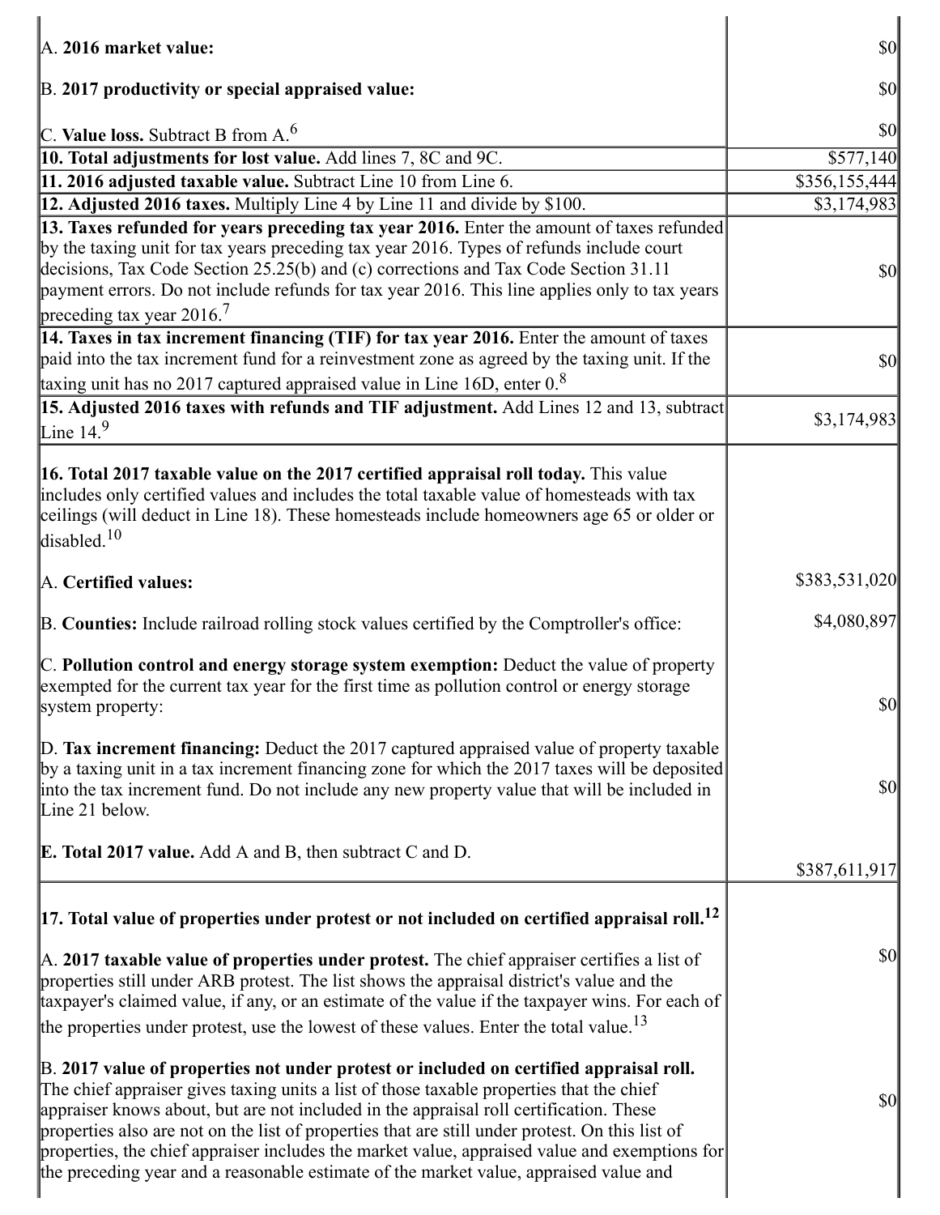| | |
|---|---|
| A. **2016 market value:** | $0 |
| B. **2017 productivity or special appraised value:** | $0 |
| C. **Value loss.** Subtract B from A.[6] | $0 |
| **10. Total adjustments for lost value.** Add lines 7, 8C and 9C. | $577,140 |
| **11. 2016 adjusted taxable value.** Subtract Line 10 from Line 6. | $356,155,444 |
| **12. Adjusted 2016 taxes.** Multiply Line 4 by Line 11 and divide by $100. | $3,174,983 |
| **13. Taxes refunded for years preceding tax year 2016.** Enter the amount of taxes refunded by the taxing unit for tax years preceding tax year 2016. Types of refunds include court decisions, Tax Code Section 25.25(b) and (c) corrections and Tax Code Section 31.11 payment errors. Do not include refunds for tax year 2016. This line applies only to tax years preceding tax year 2016.[7] | $0 |
| **14. Taxes in tax increment financing (TIF) for tax year 2016.** Enter the amount of taxes paid into the tax increment fund for a reinvestment zone as agreed by the taxing unit. If the taxing unit has no 2017 captured appraised value in Line 16D, enter 0.[8] | $0 |
| **15. Adjusted 2016 taxes with refunds and TIF adjustment.** Add Lines 12 and 13, subtract Line 14.[9] | $3,174,983 |
| **16. Total 2017 taxable value on the 2017 certified appraisal roll today.** This value includes only certified values and includes the total taxable value of homesteads with tax ceilings (will deduct in Line 18). These homesteads include homeowners age 65 or older or disabled.[10] | |
| A. **Certified values:** | $383,531,020 |
| B. **Counties:** Include railroad rolling stock values certified by the Comptroller's office: | $4,080,897 |
| C. **Pollution control and energy storage system exemption:** Deduct the value of property exempted for the current tax year for the first time as pollution control or energy storage system property: | $0 |
| D. **Tax increment financing:** Deduct the 2017 captured appraised value of property taxable by a taxing unit in a tax increment financing zone for which the 2017 taxes will be deposited into the tax increment fund. Do not include any new property value that will be included in Line 21 below. | $0 |
| **E. Total 2017 value.** Add A and B, then subtract C and D. | $387,611,917 |
| **17. Total value of properties under protest or not included on certified appraisal roll.**[12] | |
| A. **2017 taxable value of properties under protest.** The chief appraiser certifies a list of properties still under ARB protest. The list shows the appraisal district's value and the taxpayer's claimed value, if any, or an estimate of the value if the taxpayer wins. For each of the properties under protest, use the lowest of these values. Enter the total value.[13] | $0 |
| B. **2017 value of properties not under protest or included on certified appraisal roll.** The chief appraiser gives taxing units a list of those taxable properties that the chief appraiser knows about, but are not included in the appraisal roll certification. These properties also are not on the list of properties that are still under protest. On this list of properties, the chief appraiser includes the market value, appraised value and exemptions for the preceding year and a reasonable estimate of the market value, appraised value and | $0 |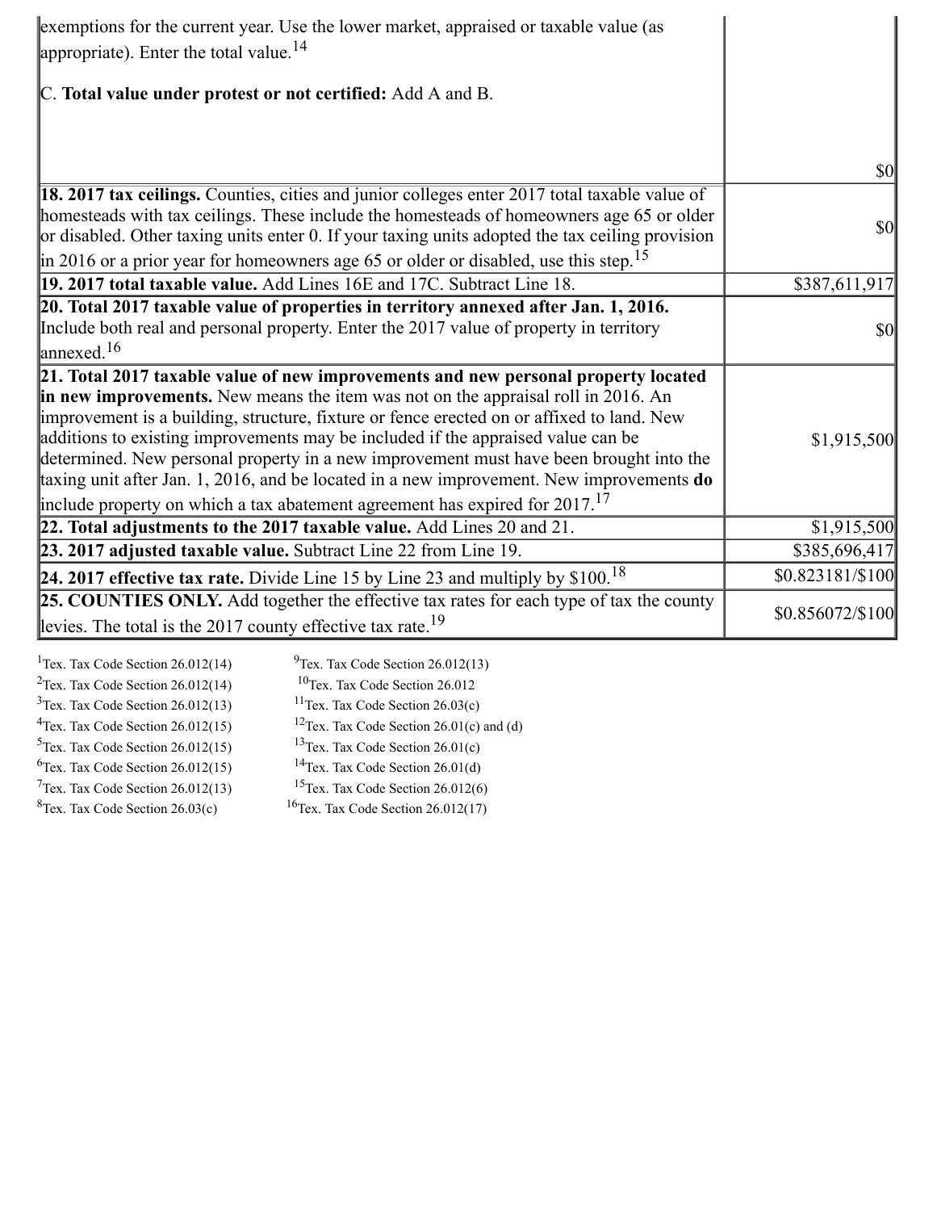| | |
|---|---|
| exemptions for the current year. Use the lower market, appraised or taxable value (as appropriate). Enter the total value.[14] <br><br> C. **Total value under protest or not certified:** Add A and B. | $0 |
| **18. 2017 tax ceilings.** Counties, cities and junior colleges enter 2017 total taxable value of homesteads with tax ceilings. These include the homesteads of homeowners age 65 or older or disabled. Other taxing units enter 0. If your taxing units adopted the tax ceiling provision in 2016 or a prior year for homeowners age 65 or older or disabled, use this step.[15] | $0 |
| **19. 2017 total taxable value.** Add Lines 16E and 17C. Subtract Line 18. | $387,611,917 |
| **20. Total 2017 taxable value of properties in territory annexed after Jan. 1, 2016.** Include both real and personal property. Enter the 2017 value of property in territory annexed.[16] | $0 |
| **21. Total 2017 taxable value of new improvements and new personal property located in new improvements.** New means the item was not on the appraisal roll in 2016. An improvement is a building, structure, fixture or fence erected on or affixed to land. New additions to existing improvements may be included if the appraised value can be determined. New personal property in a new improvement must have been brought into the taxing unit after Jan. 1, 2016, and be located in a new improvement. New improvements **do** include property on which a tax abatement agreement has expired for 2017.[17] | $1,915,500 |
| **22. Total adjustments to the 2017 taxable value.** Add Lines 20 and 21. | $1,915,500 |
| **23. 2017 adjusted taxable value.** Subtract Line 22 from Line 19. | $385,696,417 |
| **24. 2017 effective tax rate.** Divide Line 15 by Line 23 and multiply by $100.[18] | $0.823181/$100 |
| **25. COUNTIES ONLY.** Add together the effective tax rates for each type of tax the county levies. The total is the 2017 county effective tax rate.[19] | $0.856072/$100 |

[1]Tex. Tax Code Section 26.012(14)
[2]Tex. Tax Code Section 26.012(14)
[3]Tex. Tax Code Section 26.012(13)
[4]Tex. Tax Code Section 26.012(15)
[5]Tex. Tax Code Section 26.012(15)
[6]Tex. Tax Code Section 26.012(15)
[7]Tex. Tax Code Section 26.012(13)
[8]Tex. Tax Code Section 26.03(c)
[9]Tex. Tax Code Section 26.012(13)
[10]Tex. Tax Code Section 26.012
[11]Tex. Tax Code Section 26.03(c)
[12]Tex. Tax Code Section 26.01(c) and (d)
[13]Tex. Tax Code Section 26.01(c)
[14]Tex. Tax Code Section 26.01(d)
[15]Tex. Tax Code Section 26.012(6)
[16]Tex. Tax Code Section 26.012(17)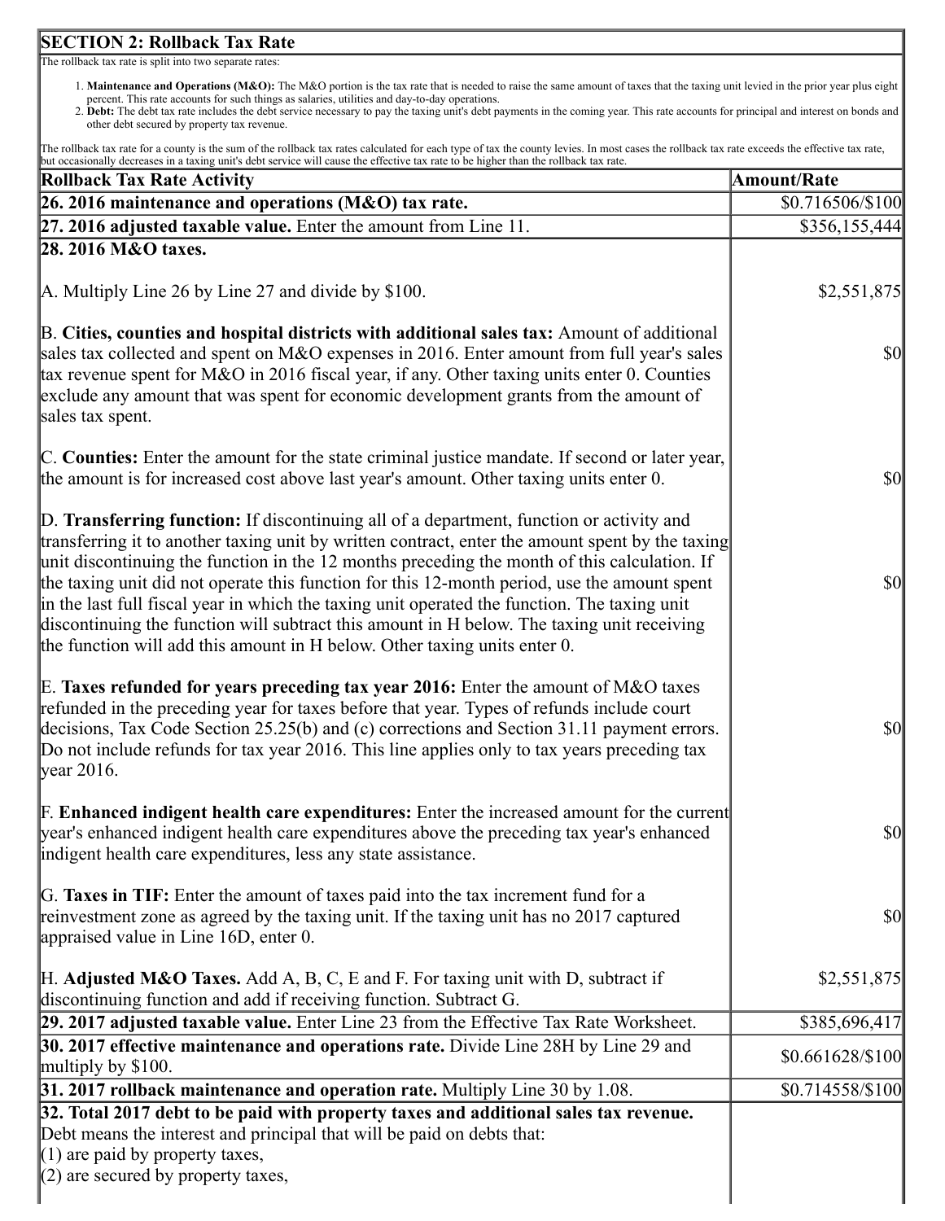## SECTION 2: Rollback Tax Rate

The rollback tax rate is split into two separate rates:

1. **Maintenance and Operations (M&O):** The M&O portion is the tax rate that is needed to raise the same amount of taxes that the taxing unit levied in the prior year plus eight percent. This rate accounts for such things as salaries, utilities and day-to-day operations.
2. **Debt:** The debt tax rate includes the debt service necessary to pay the taxing unit's debt payments in the coming year. This rate accounts for principal and interest on bonds and other debt secured by property tax revenue.

The rollback tax rate for a county is the sum of the rollback tax rates calculated for each type of tax the county levies. In most cases the rollback tax rate exceeds the effective tax rate, but occasionally decreases in a taxing unit's debt service will cause the effective tax rate to be higher than the rollback tax rate.

| Rollback Tax Rate Activity | Amount/Rate |
|---|---|
| **26. 2016 maintenance and operations (M&O) tax rate.** | $0.716506/$100 |
| **27. 2016 adjusted taxable value.** Enter the amount from Line 11. | $356,155,444 |
| **28. 2016 M&O taxes.** | |
| A. Multiply Line 26 by Line 27 and divide by $100. | $2,551,875 |
| B. **Cities, counties and hospital districts with additional sales tax:** Amount of additional sales tax collected and spent on M&O expenses in 2016. Enter amount from full year's sales tax revenue spent for M&O in 2016 fiscal year, if any. Other taxing units enter 0. Counties exclude any amount that was spent for economic development grants from the amount of sales tax spent. | $0 |
| C. **Counties:** Enter the amount for the state criminal justice mandate. If second or later year, the amount is for increased cost above last year's amount. Other taxing units enter 0. | $0 |
| D. **Transferring function:** If discontinuing all of a department, function or activity and transferring it to another taxing unit by written contract, enter the amount spent by the taxing unit discontinuing the function in the 12 months preceding the month of this calculation. If the taxing unit did not operate this function for this 12-month period, use the amount spent in the last full fiscal year in which the taxing unit operated the function. The taxing unit discontinuing the function will subtract this amount in H below. The taxing unit receiving the function will add this amount in H below. Other taxing units enter 0. | $0 |
| E. **Taxes refunded for years preceding tax year 2016:** Enter the amount of M&O taxes refunded in the preceding year for taxes before that year. Types of refunds include court decisions, Tax Code Section 25.25(b) and (c) corrections and Section 31.11 payment errors. Do not include refunds for tax year 2016. This line applies only to tax years preceding tax year 2016. | $0 |
| F. **Enhanced indigent health care expenditures:** Enter the increased amount for the current year's enhanced indigent health care expenditures above the preceding tax year's enhanced indigent health care expenditures, less any state assistance. | $0 |
| G. **Taxes in TIF:** Enter the amount of taxes paid into the tax increment fund for a reinvestment zone as agreed by the taxing unit. If the taxing unit has no 2017 captured appraised value in Line 16D, enter 0. | $0 |
| H. **Adjusted M&O Taxes.** Add A, B, C, E and F. For taxing unit with D, subtract if discontinuing function and add if receiving function. Subtract G. | $2,551,875 |
| **29. 2017 adjusted taxable value.** Enter Line 23 from the Effective Tax Rate Worksheet. | $385,696,417 |
| **30. 2017 effective maintenance and operations rate.** Divide Line 28H by Line 29 and multiply by $100. | $0.661628/$100 |
| **31. 2017 rollback maintenance and operation rate.** Multiply Line 30 by 1.08. | $0.714558/$100 |
| **32. Total 2017 debt to be paid with property taxes and additional sales tax revenue.** Debt means the interest and principal that will be paid on debts that:<br>(1) are paid by property taxes,<br>(2) are secured by property taxes, | |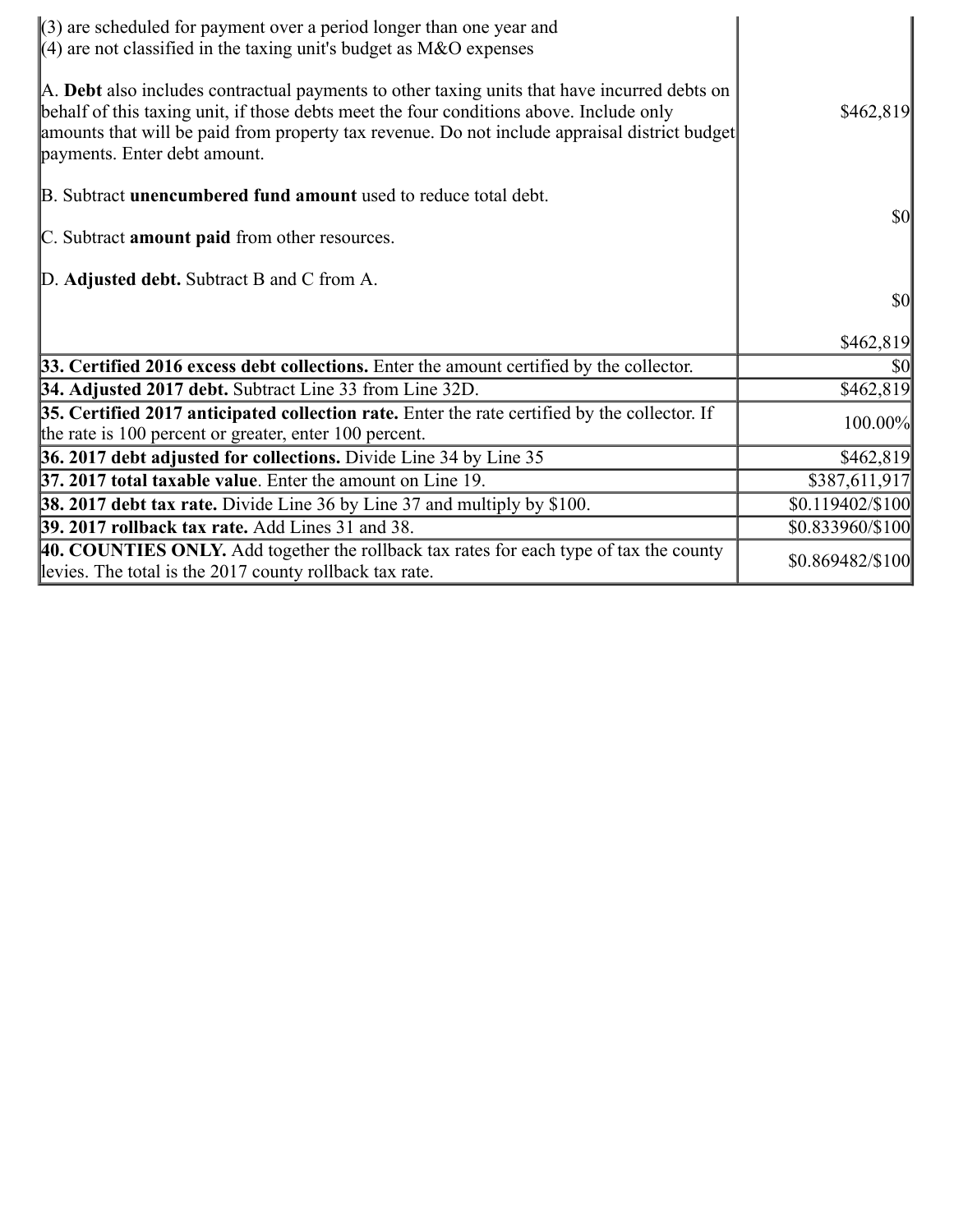| | |
|---|---|
| (3) are scheduled for payment over a period longer than one year and<br>(4) are not classified in the taxing unit's budget as M&O expenses<br><br>A. **Debt** also includes contractual payments to other taxing units that have incurred debts on behalf of this taxing unit, if those debts meet the four conditions above. Include only amounts that will be paid from property tax revenue. Do not include appraisal district budget payments. Enter debt amount.<br><br>B. Subtract **unencumbered fund amount** used to reduce total debt.<br><br>C. Subtract **amount paid** from other resources.<br><br>D. **Adjusted debt.** Subtract B and C from A. | $462,819<br><br>$0<br><br>$0<br><br>$462,819 |
| **33. Certified 2016 excess debt collections.** Enter the amount certified by the collector. | $0 |
| **34. Adjusted 2017 debt.** Subtract Line 33 from Line 32D. | $462,819 |
| **35. Certified 2017 anticipated collection rate.** Enter the rate certified by the collector. If the rate is 100 percent or greater, enter 100 percent. | 100.00% |
| **36. 2017 debt adjusted for collections.** Divide Line 34 by Line 35 | $462,819 |
| **37. 2017 total taxable value**. Enter the amount on Line 19. | $387,611,917 |
| **38. 2017 debt tax rate.** Divide Line 36 by Line 37 and multiply by $100. | $0.119402/$100 |
| **39. 2017 rollback tax rate.** Add Lines 31 and 38. | $0.833960/$100 |
| **40. COUNTIES ONLY.** Add together the rollback tax rates for each type of tax the county levies. The total is the 2017 county rollback tax rate. | $0.869482/$100 |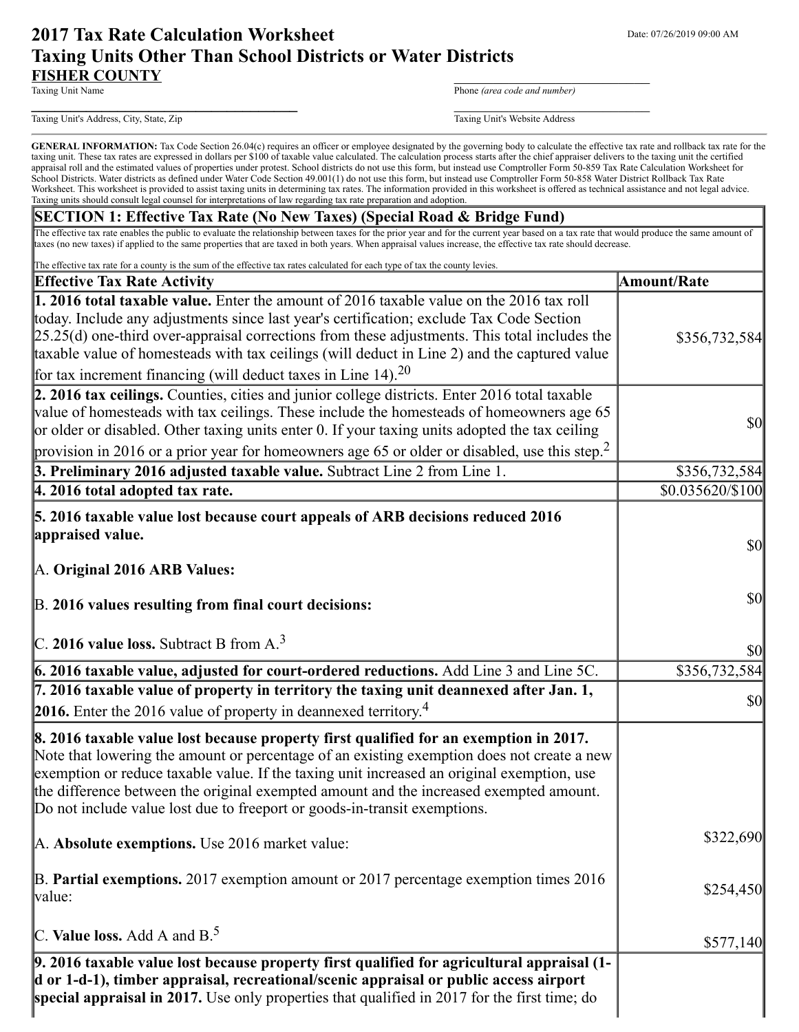# 2017 Tax Rate Calculation Worksheet
## Taxing Units Other Than School Districts or Water Districts

Date: 07/26/2019 09:00 AM

**FISHER COUNTY**
Taxing Unit Name

Phone *(area code and number)*

Taxing Unit's Address, City, State, Zip

Taxing Unit's Website Address

**GENERAL INFORMATION:** Tax Code Section 26.04(c) requires an officer or employee designated by the governing body to calculate the effective tax rate and rollback tax rate for the taxing unit. These tax rates are expressed in dollars per $100 of taxable value calculated. The calculation process starts after the chief appraiser delivers to the taxing unit the certified appraisal roll and the estimated values of properties under protest. School districts do not use this form, but instead use Comptroller Form 50-859 Tax Rate Calculation Worksheet for School Districts. Water districts as defined under Water Code Section 49.001(1) do not use this form, but instead use Comptroller Form 50-858 Water District Rollback Tax Rate Worksheet. This worksheet is provided to assist taxing units in determining tax rates. The information provided in this worksheet is offered as technical assistance and not legal advice. Taxing units should consult legal counsel for interpretations of law regarding tax rate preparation and adoption.

## SECTION 1: Effective Tax Rate (No New Taxes) (Special Road & Bridge Fund)

The effective tax rate enables the public to evaluate the relationship between taxes for the prior year and for the current year based on a tax rate that would produce the same amount of taxes (no new taxes) if applied to the same properties that are taxed in both years. When appraisal values increase, the effective tax rate should decrease.

The effective tax rate for a county is the sum of the effective tax rates calculated for each type of tax the county levies.

| Effective Tax Rate Activity | Amount/Rate |
|---|---|
| **1. 2016 total taxable value.** Enter the amount of 2016 taxable value on the 2016 tax roll today. Include any adjustments since last year's certification; exclude Tax Code Section 25.25(d) one-third over-appraisal corrections from these adjustments. This total includes the taxable value of homesteads with tax ceilings (will deduct in Line 2) and the captured value for tax increment financing (will deduct taxes in Line 14).[20] | $356,732,584 |
| **2. 2016 tax ceilings.** Counties, cities and junior college districts. Enter 2016 total taxable value of homesteads with tax ceilings. These include the homesteads of homeowners age 65 or older or disabled. Other taxing units enter 0. If your taxing units adopted the tax ceiling provision in 2016 or a prior year for homeowners age 65 or older or disabled, use this step.[2] | $0 |
| **3. Preliminary 2016 adjusted taxable value.** Subtract Line 2 from Line 1. | $356,732,584 |
| **4. 2016 total adopted tax rate.** | $0.035620/$100 |
| **5. 2016 taxable value lost because court appeals of ARB decisions reduced 2016 appraised value.** | |
| A. **Original 2016 ARB Values:** | $0 |
| B. **2016 values resulting from final court decisions:** | $0 |
| C. **2016 value loss.** Subtract B from A.[3] | $0 |
| **6. 2016 taxable value, adjusted for court-ordered reductions.** Add Line 3 and Line 5C. | $356,732,584 |
| **7. 2016 taxable value of property in territory the taxing unit deannexed after Jan. 1, 2016.** Enter the 2016 value of property in deannexed territory.[4] | $0 |
| **8. 2016 taxable value lost because property first qualified for an exemption in 2017.** Note that lowering the amount or percentage of an existing exemption does not create a new exemption or reduce taxable value. If the taxing unit increased an original exemption, use the difference between the original exempted amount and the increased exempted amount. Do not include value lost due to freeport or goods-in-transit exemptions. | |
| A. **Absolute exemptions.** Use 2016 market value: | $322,690 |
| B. **Partial exemptions.** 2017 exemption amount or 2017 percentage exemption times 2016 value: | $254,450 |
| C. **Value loss.** Add A and B.[5] | $577,140 |
| **9. 2016 taxable value lost because property first qualified for agricultural appraisal (1-d or 1-d-1), timber appraisal, recreational/scenic appraisal or public access airport special appraisal in 2017.** Use only properties that qualified in 2017 for the first time; do | |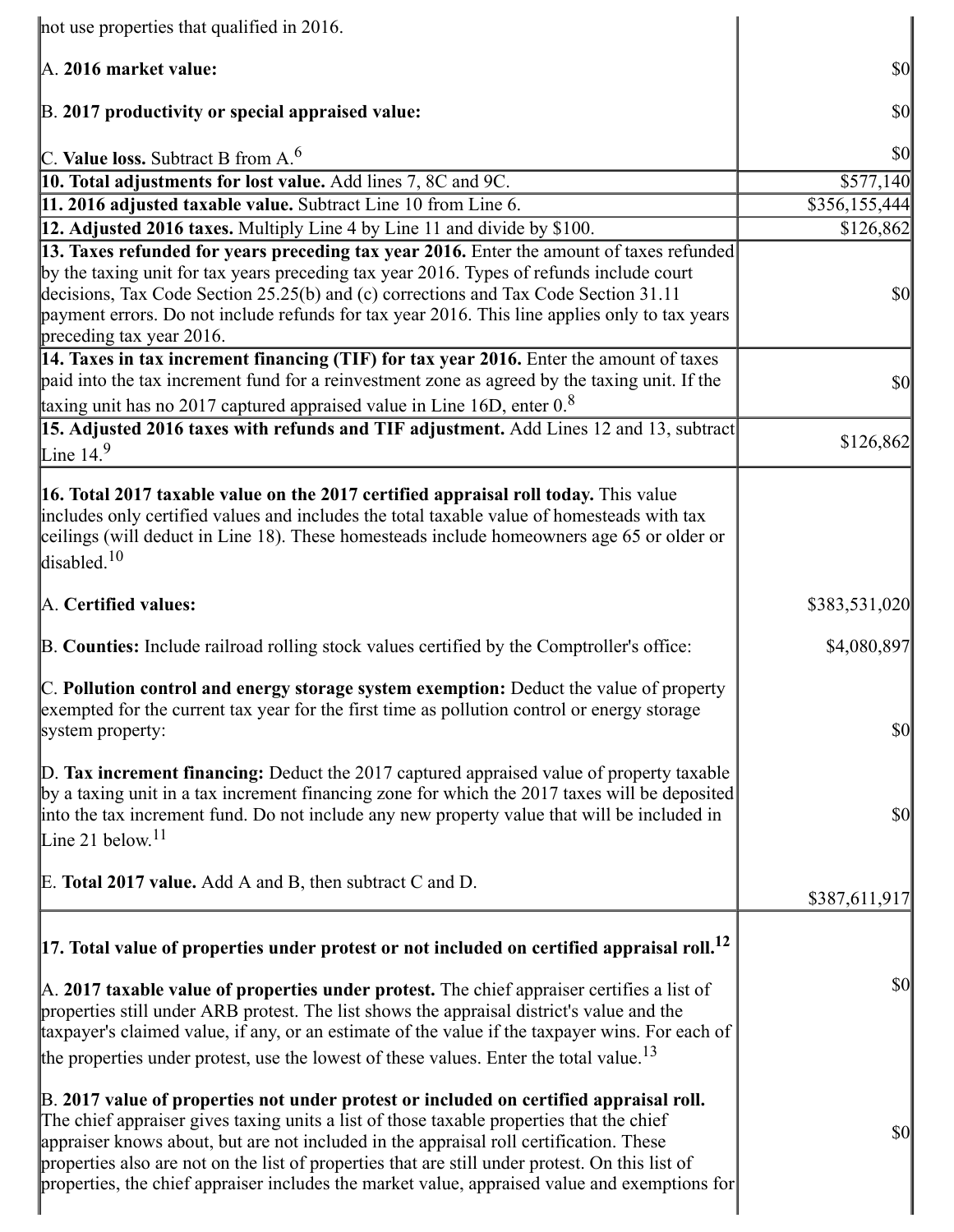| | |
|---|---|
| not use properties that qualified in 2016.<br><br>A. **2016 market value:**<br><br>B. **2017 productivity or special appraised value:**<br><br>C. **Value loss.** Subtract B from A.[6] | <br><br>$0<br><br>$0<br><br>$0 |
| **10. Total adjustments for lost value.** Add lines 7, 8C and 9C. | $577,140 |
| **11. 2016 adjusted taxable value.** Subtract Line 10 from Line 6. | $356,155,444 |
| **12. Adjusted 2016 taxes.** Multiply Line 4 by Line 11 and divide by $100. | $126,862 |
| **13. Taxes refunded for years preceding tax year 2016.** Enter the amount of taxes refunded by the taxing unit for tax years preceding tax year 2016. Types of refunds include court decisions, Tax Code Section 25.25(b) and (c) corrections and Tax Code Section 31.11 payment errors. Do not include refunds for tax year 2016. This line applies only to tax years preceding tax year 2016. | $0 |
| **14. Taxes in tax increment financing (TIF) for tax year 2016.** Enter the amount of taxes paid into the tax increment fund for a reinvestment zone as agreed by the taxing unit. If the taxing unit has no 2017 captured appraised value in Line 16D, enter 0.[8] | $0 |
| **15. Adjusted 2016 taxes with refunds and TIF adjustment.** Add Lines 12 and 13, subtract Line 14.[9] | $126,862 |
| **16. Total 2017 taxable value on the 2017 certified appraisal roll today.** This value includes only certified values and includes the total taxable value of homesteads with tax ceilings (will deduct in Line 18). These homesteads include homeowners age 65 or older or disabled.[10]<br><br>A. **Certified values:**<br><br>B. **Counties:** Include railroad rolling stock values certified by the Comptroller's office:<br><br>C. **Pollution control and energy storage system exemption:** Deduct the value of property exempted for the current tax year for the first time as pollution control or energy storage system property:<br><br>D. **Tax increment financing:** Deduct the 2017 captured appraised value of property taxable by a taxing unit in a tax increment financing zone for which the 2017 taxes will be deposited into the tax increment fund. Do not include any new property value that will be included in Line 21 below.[11]<br><br>E. **Total 2017 value.** Add A and B, then subtract C and D. | <br><br><br><br>$383,531,020<br><br>$4,080,897<br><br>$0<br><br>$0<br><br>$387,611,917 |
| **17. Total value of properties under protest or not included on certified appraisal roll.**[12]<br><br>A. **2017 taxable value of properties under protest.** The chief appraiser certifies a list of properties still under ARB protest. The list shows the appraisal district's value and the taxpayer's claimed value, if any, or an estimate of the value if the taxpayer wins. For each of the properties under protest, use the lowest of these values. Enter the total value.[13]<br><br>B. **2017 value of properties not under protest or included on certified appraisal roll.** The chief appraiser gives taxing units a list of those taxable properties that the chief appraiser knows about, but are not included in the appraisal roll certification. These properties also are not on the list of properties that are still under protest. On this list of properties, the chief appraiser includes the market value, appraised value and exemptions for | <br><br>$0<br><br>$0 |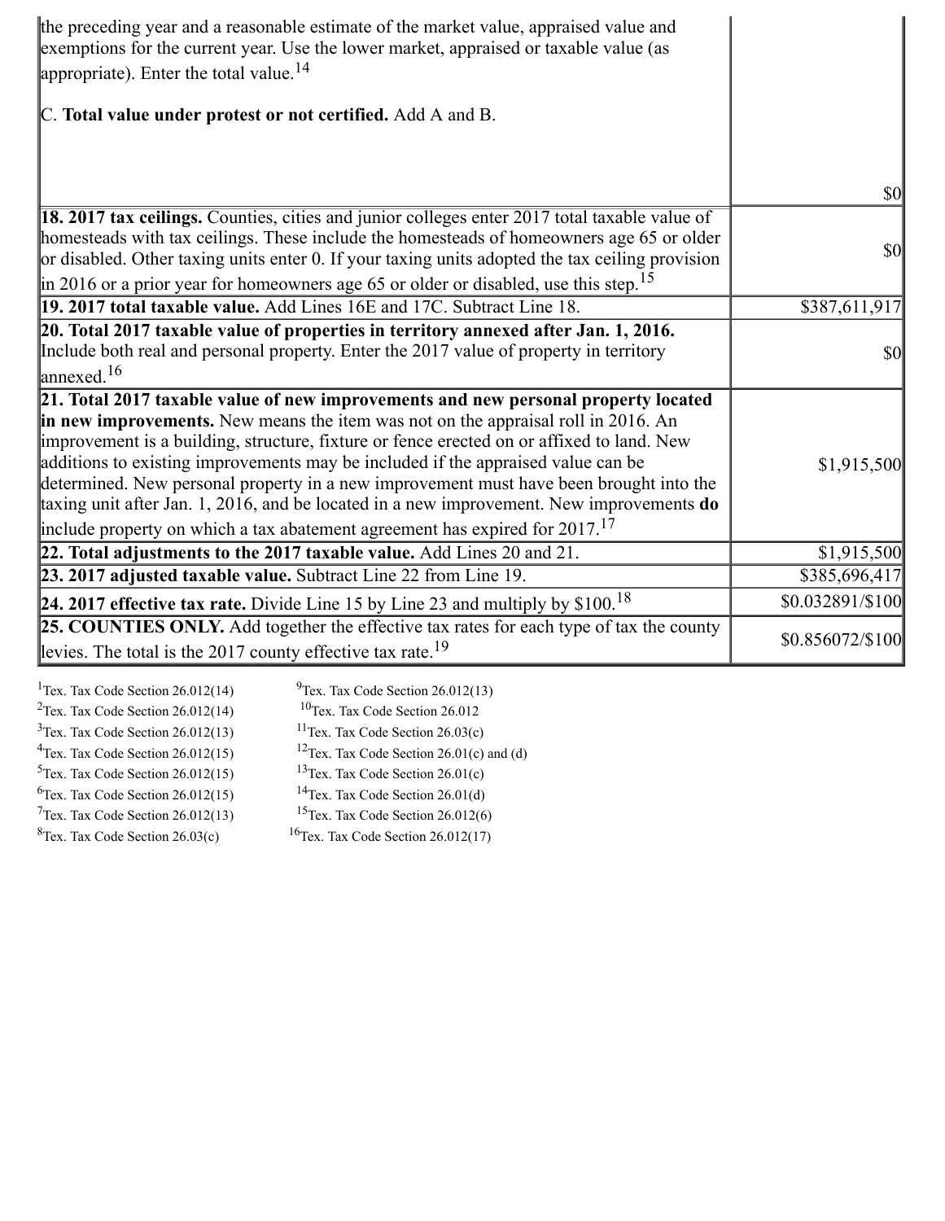| | |
|---|---|
| the preceding year and a reasonable estimate of the market value, appraised value and exemptions for the current year. Use the lower market, appraised or taxable value (as appropriate). Enter the total value.[14]<br><br>C. **Total value under protest or not certified.** Add A and B. | $0 |
| **18. 2017 tax ceilings.** Counties, cities and junior colleges enter 2017 total taxable value of homesteads with tax ceilings. These include the homesteads of homeowners age 65 or older or disabled. Other taxing units enter 0. If your taxing units adopted the tax ceiling provision in 2016 or a prior year for homeowners age 65 or older or disabled, use this step.[15] | $0 |
| **19. 2017 total taxable value.** Add Lines 16E and 17C. Subtract Line 18. | $387,611,917 |
| **20. Total 2017 taxable value of properties in territory annexed after Jan. 1, 2016.** Include both real and personal property. Enter the 2017 value of property in territory annexed.[16] | $0 |
| **21. Total 2017 taxable value of new improvements and new personal property located in new improvements.** New means the item was not on the appraisal roll in 2016. An improvement is a building, structure, fixture or fence erected on or affixed to land. New additions to existing improvements may be included if the appraised value can be determined. New personal property in a new improvement must have been brought into the taxing unit after Jan. 1, 2016, and be located in a new improvement. New improvements **do** include property on which a tax abatement agreement has expired for 2017.[17] | $1,915,500 |
| **22. Total adjustments to the 2017 taxable value.** Add Lines 20 and 21. | $1,915,500 |
| **23. 2017 adjusted taxable value.** Subtract Line 22 from Line 19. | $385,696,417 |
| **24. 2017 effective tax rate.** Divide Line 15 by Line 23 and multiply by $100.[18] | $0.032891/$100 |
| **25. COUNTIES ONLY.** Add together the effective tax rates for each type of tax the county levies. The total is the 2017 county effective tax rate.[19] | $0.856072/$100 |

[1]Tex. Tax Code Section 26.012(14)
[2]Tex. Tax Code Section 26.012(14)
[3]Tex. Tax Code Section 26.012(13)
[4]Tex. Tax Code Section 26.012(15)
[5]Tex. Tax Code Section 26.012(15)
[6]Tex. Tax Code Section 26.012(15)
[7]Tex. Tax Code Section 26.012(13)
[8]Tex. Tax Code Section 26.03(c)
[9]Tex. Tax Code Section 26.012(13)
[10]Tex. Tax Code Section 26.012
[11]Tex. Tax Code Section 26.03(c)
[12]Tex. Tax Code Section 26.01(c) and (d)
[13]Tex. Tax Code Section 26.01(c)
[14]Tex. Tax Code Section 26.01(d)
[15]Tex. Tax Code Section 26.012(6)
[16]Tex. Tax Code Section 26.012(17)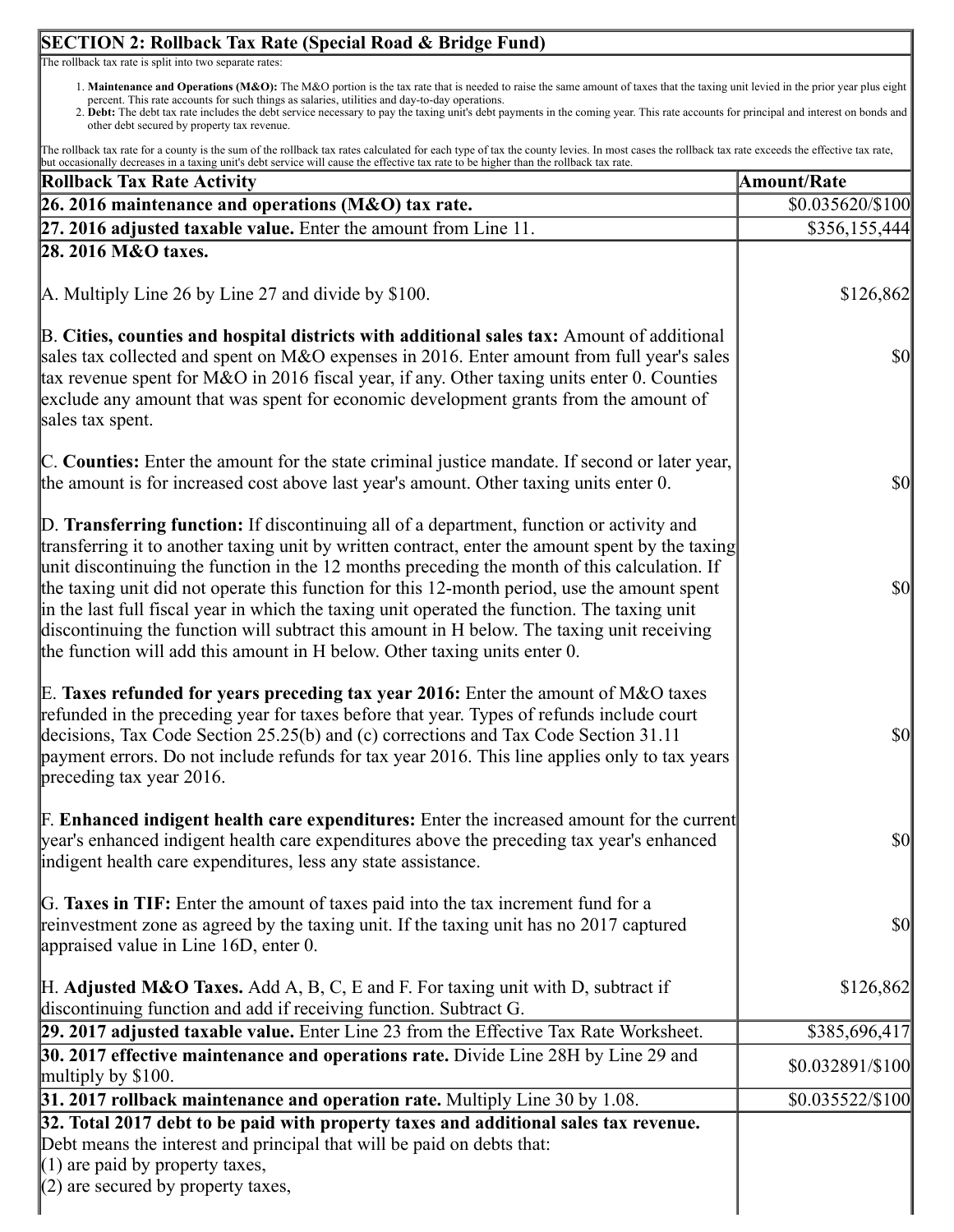## SECTION 2: Rollback Tax Rate (Special Road & Bridge Fund)

The rollback tax rate is split into two separate rates:

1. **Maintenance and Operations (M&O):** The M&O portion is the tax rate that is needed to raise the same amount of taxes that the taxing unit levied in the prior year plus eight percent. This rate accounts for such things as salaries, utilities and day-to-day operations.
2. **Debt:** The debt tax rate includes the debt service necessary to pay the taxing unit's debt payments in the coming year. This rate accounts for principal and interest on bonds and other debt secured by property tax revenue.

The rollback tax rate for a county is the sum of the rollback tax rates calculated for each type of tax the county levies. In most cases the rollback tax rate exceeds the effective tax rate, but occasionally decreases in a taxing unit's debt service will cause the effective tax rate to be higher than the rollback tax rate.

| Rollback Tax Rate Activity | Amount/Rate |
|---|---|
| **26. 2016 maintenance and operations (M&O) tax rate.** | $0.035620/$100 |
| **27. 2016 adjusted taxable value.** Enter the amount from Line 11. | $356,155,444 |
| **28. 2016 M&O taxes.** | |
| A. Multiply Line 26 by Line 27 and divide by $100. | $126,862 |
| B. **Cities, counties and hospital districts with additional sales tax:** Amount of additional sales tax collected and spent on M&O expenses in 2016. Enter amount from full year's sales tax revenue spent for M&O in 2016 fiscal year, if any. Other taxing units enter 0. Counties exclude any amount that was spent for economic development grants from the amount of sales tax spent. | $0 |
| C. **Counties:** Enter the amount for the state criminal justice mandate. If second or later year, the amount is for increased cost above last year's amount. Other taxing units enter 0. | $0 |
| D. **Transferring function:** If discontinuing all of a department, function or activity and transferring it to another taxing unit by written contract, enter the amount spent by the taxing unit discontinuing the function in the 12 months preceding the month of this calculation. If the taxing unit did not operate this function for this 12-month period, use the amount spent in the last full fiscal year in which the taxing unit operated the function. The taxing unit discontinuing the function will subtract this amount in H below. The taxing unit receiving the function will add this amount in H below. Other taxing units enter 0. | $0 |
| E. **Taxes refunded for years preceding tax year 2016:** Enter the amount of M&O taxes refunded in the preceding year for taxes before that year. Types of refunds include court decisions, Tax Code Section 25.25(b) and (c) corrections and Tax Code Section 31.11 payment errors. Do not include refunds for tax year 2016. This line applies only to tax years preceding tax year 2016. | $0 |
| F. **Enhanced indigent health care expenditures:** Enter the increased amount for the current year's enhanced indigent health care expenditures above the preceding tax year's enhanced indigent health care expenditures, less any state assistance. | $0 |
| G. **Taxes in TIF:** Enter the amount of taxes paid into the tax increment fund for a reinvestment zone as agreed by the taxing unit. If the taxing unit has no 2017 captured appraised value in Line 16D, enter 0. | $0 |
| H. **Adjusted M&O Taxes.** Add A, B, C, E and F. For taxing unit with D, subtract if discontinuing function and add if receiving function. Subtract G. | $126,862 |
| **29. 2017 adjusted taxable value.** Enter Line 23 from the Effective Tax Rate Worksheet. | $385,696,417 |
| **30. 2017 effective maintenance and operations rate.** Divide Line 28H by Line 29 and multiply by $100. | $0.032891/$100 |
| **31. 2017 rollback maintenance and operation rate.** Multiply Line 30 by 1.08. | $0.035522/$100 |
| **32. Total 2017 debt to be paid with property taxes and additional sales tax revenue.** Debt means the interest and principal that will be paid on debts that:<br>(1) are paid by property taxes,<br>(2) are secured by property taxes, | |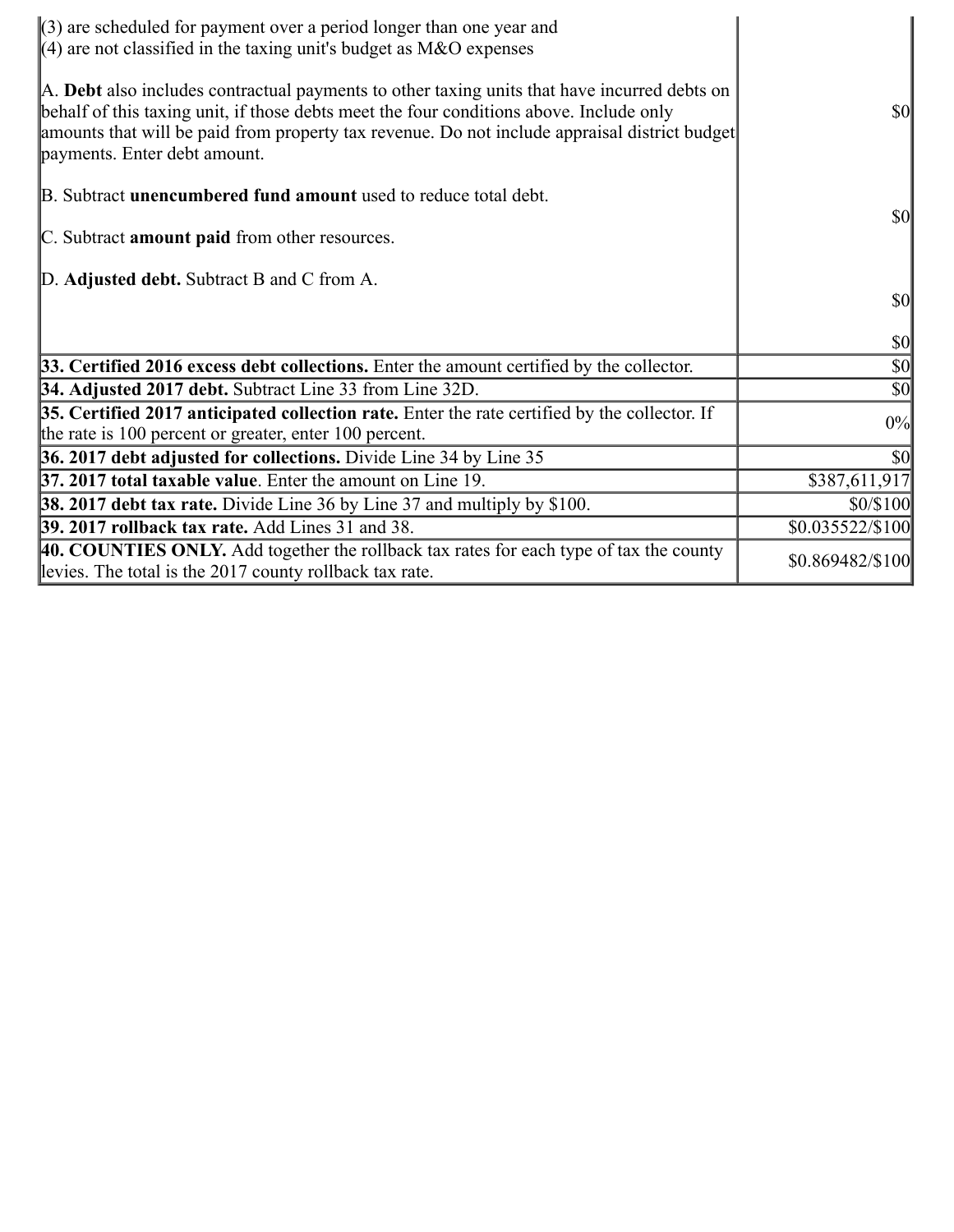| | |
|---|---|
| (3) are scheduled for payment over a period longer than one year and<br>(4) are not classified in the taxing unit's budget as M&O expenses<br><br>A. **Debt** also includes contractual payments to other taxing units that have incurred debts on behalf of this taxing unit, if those debts meet the four conditions above. Include only amounts that will be paid from property tax revenue. Do not include appraisal district budget payments. Enter debt amount.<br><br>B. Subtract **unencumbered fund amount** used to reduce total debt.<br><br>C. Subtract **amount paid** from other resources.<br><br>D. **Adjusted debt.** Subtract B and C from A. | $0<br><br>$0<br><br>$0<br><br>$0 |
| **33. Certified 2016 excess debt collections.** Enter the amount certified by the collector. | $0 |
| **34. Adjusted 2017 debt.** Subtract Line 33 from Line 32D. | $0 |
| **35. Certified 2017 anticipated collection rate.** Enter the rate certified by the collector. If the rate is 100 percent or greater, enter 100 percent. | 0% |
| **36. 2017 debt adjusted for collections.** Divide Line 34 by Line 35 | $0 |
| **37. 2017 total taxable value**. Enter the amount on Line 19. | $387,611,917 |
| **38. 2017 debt tax rate.** Divide Line 36 by Line 37 and multiply by $100. | $0/$100 |
| **39. 2017 rollback tax rate.** Add Lines 31 and 38. | $0.035522/$100 |
| **40. COUNTIES ONLY.** Add together the rollback tax rates for each type of tax the county levies. The total is the 2017 county rollback tax rate. | $0.869482/$100 |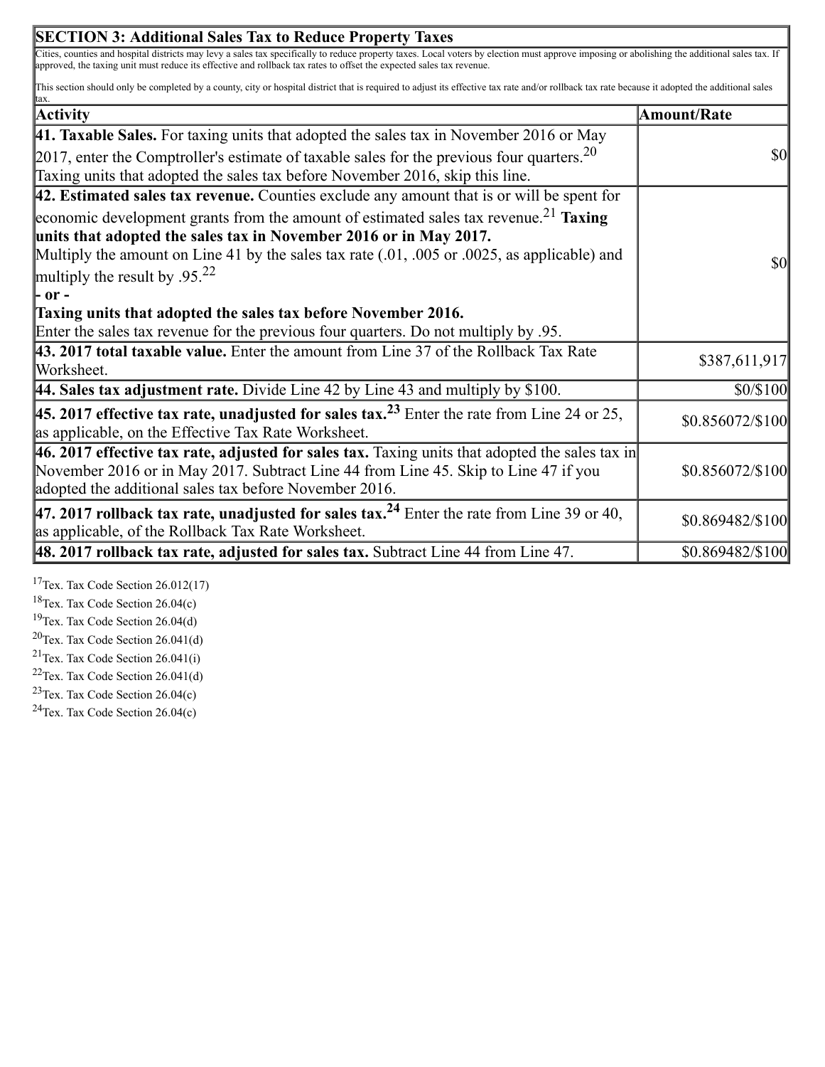## SECTION 3: Additional Sales Tax to Reduce Property Taxes

Cities, counties and hospital districts may levy a sales tax specifically to reduce property taxes. Local voters by election must approve imposing or abolishing the additional sales tax. If approved, the taxing unit must reduce its effective and rollback tax rates to offset the expected sales tax revenue.

This section should only be completed by a county, city or hospital district that is required to adjust its effective tax rate and/or rollback tax rate because it adopted the additional sales tax.

| Activity | Amount/Rate |
|---|---|
| **41. Taxable Sales.** For taxing units that adopted the sales tax in November 2016 or May 2017, enter the Comptroller's estimate of taxable sales for the previous four quarters.[20] Taxing units that adopted the sales tax before November 2016, skip this line. | $0 |
| **42. Estimated sales tax revenue.** Counties exclude any amount that is or will be spent for economic development grants from the amount of estimated sales tax revenue.[21] **Taxing units that adopted the sales tax in November 2016 or in May 2017.** Multiply the amount on Line 41 by the sales tax rate (.01, .005 or .0025, as applicable) and multiply the result by .95.[22] **- or -** **Taxing units that adopted the sales tax before November 2016.** Enter the sales tax revenue for the previous four quarters. Do not multiply by .95. | $0 |
| **43. 2017 total taxable value.** Enter the amount from Line 37 of the Rollback Tax Rate Worksheet. | $387,611,917 |
| **44. Sales tax adjustment rate.** Divide Line 42 by Line 43 and multiply by $100. | $0/$100 |
| **45. 2017 effective tax rate, unadjusted for sales tax.[23]** Enter the rate from Line 24 or 25, as applicable, on the Effective Tax Rate Worksheet. | $0.856072/$100 |
| **46. 2017 effective tax rate, adjusted for sales tax.** Taxing units that adopted the sales tax in November 2016 or in May 2017. Subtract Line 44 from Line 45. Skip to Line 47 if you adopted the additional sales tax before November 2016. | $0.856072/$100 |
| **47. 2017 rollback tax rate, unadjusted for sales tax.[24]** Enter the rate from Line 39 or 40, as applicable, of the Rollback Tax Rate Worksheet. | $0.869482/$100 |
| **48. 2017 rollback tax rate, adjusted for sales tax.** Subtract Line 44 from Line 47. | $0.869482/$100 |

[17] Tex. Tax Code Section 26.012(17)
[18] Tex. Tax Code Section 26.04(c)
[19] Tex. Tax Code Section 26.04(d)
[20] Tex. Tax Code Section 26.041(d)
[21] Tex. Tax Code Section 26.041(i)
[22] Tex. Tax Code Section 26.041(d)
[23] Tex. Tax Code Section 26.04(c)
[24] Tex. Tax Code Section 26.04(c)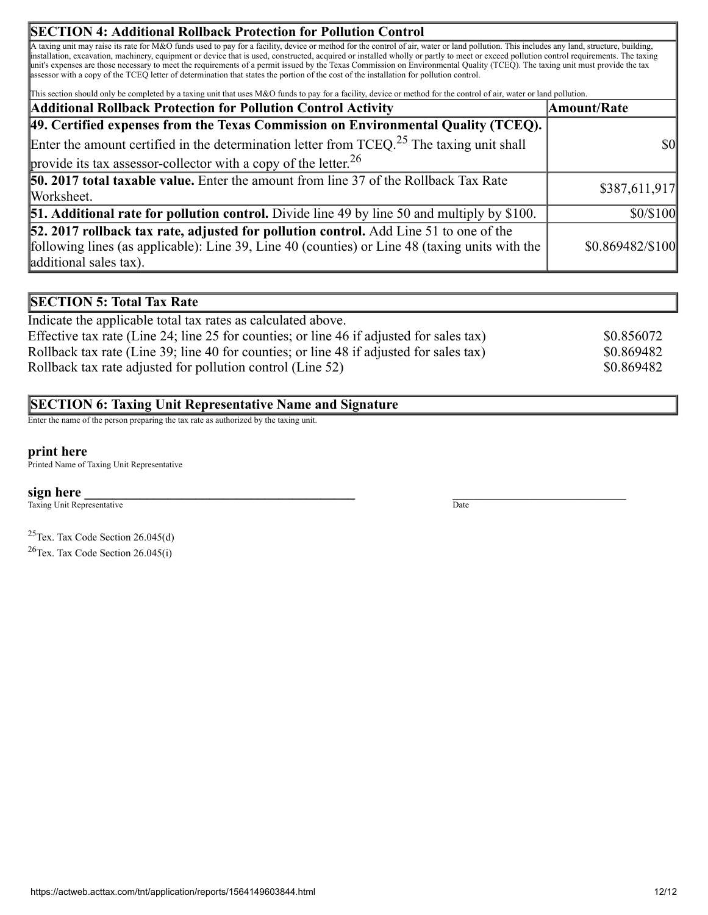## SECTION 4: Additional Rollback Protection for Pollution Control

A taxing unit may raise its rate for M&O funds used to pay for a facility, device or method for the control of air, water or land pollution. This includes any land, structure, building, installation, excavation, machinery, equipment or device that is used, constructed, acquired or installed wholly or partly to meet or exceed pollution control requirements. The taxing unit's expenses are those necessary to meet the requirements of a permit issued by the Texas Commission on Environmental Quality (TCEQ). The taxing unit must provide the tax assessor with a copy of the TCEQ letter of determination that states the portion of the cost of the installation for pollution control.

This section should only be completed by a taxing unit that uses M&O funds to pay for a facility, device or method for the control of air, water or land pollution.

| Additional Rollback Protection for Pollution Control Activity | Amount/Rate |
|---|---|
| **49. Certified expenses from the Texas Commission on Environmental Quality (TCEQ).** Enter the amount certified in the determination letter from TCEQ.[25] The taxing unit shall provide its tax assessor-collector with a copy of the letter.[26] | $0 |
| **50. 2017 total taxable value.** Enter the amount from line 37 of the Rollback Tax Rate Worksheet. | $387,611,917 |
| **51. Additional rate for pollution control.** Divide line 49 by line 50 and multiply by $100. | $0/$100 |
| **52. 2017 rollback tax rate, adjusted for pollution control.** Add Line 51 to one of the following lines (as applicable): Line 39, Line 40 (counties) or Line 48 (taxing units with the additional sales tax). | $0.869482/$100 |

## SECTION 5: Total Tax Rate

Indicate the applicable total tax rates as calculated above.

| | |
|---|---|
| Effective tax rate (Line 24; line 25 for counties; or line 46 if adjusted for sales tax) | $0.856072 |
| Rollback tax rate (Line 39; line 40 for counties; or line 48 if adjusted for sales tax) | $0.869482 |
| Rollback tax rate adjusted for pollution control (Line 52) | $0.869482 |

## SECTION 6: Taxing Unit Representative Name and Signature

Enter the name of the person preparing the tax rate as authorized by the taxing unit.

**print here**
Printed Name of Taxing Unit Representative

**sign here** ________________________________________ ____________________________
Taxing Unit Representative Date

[25]Tex. Tax Code Section 26.045(d)
[26]Tex. Tax Code Section 26.045(i)